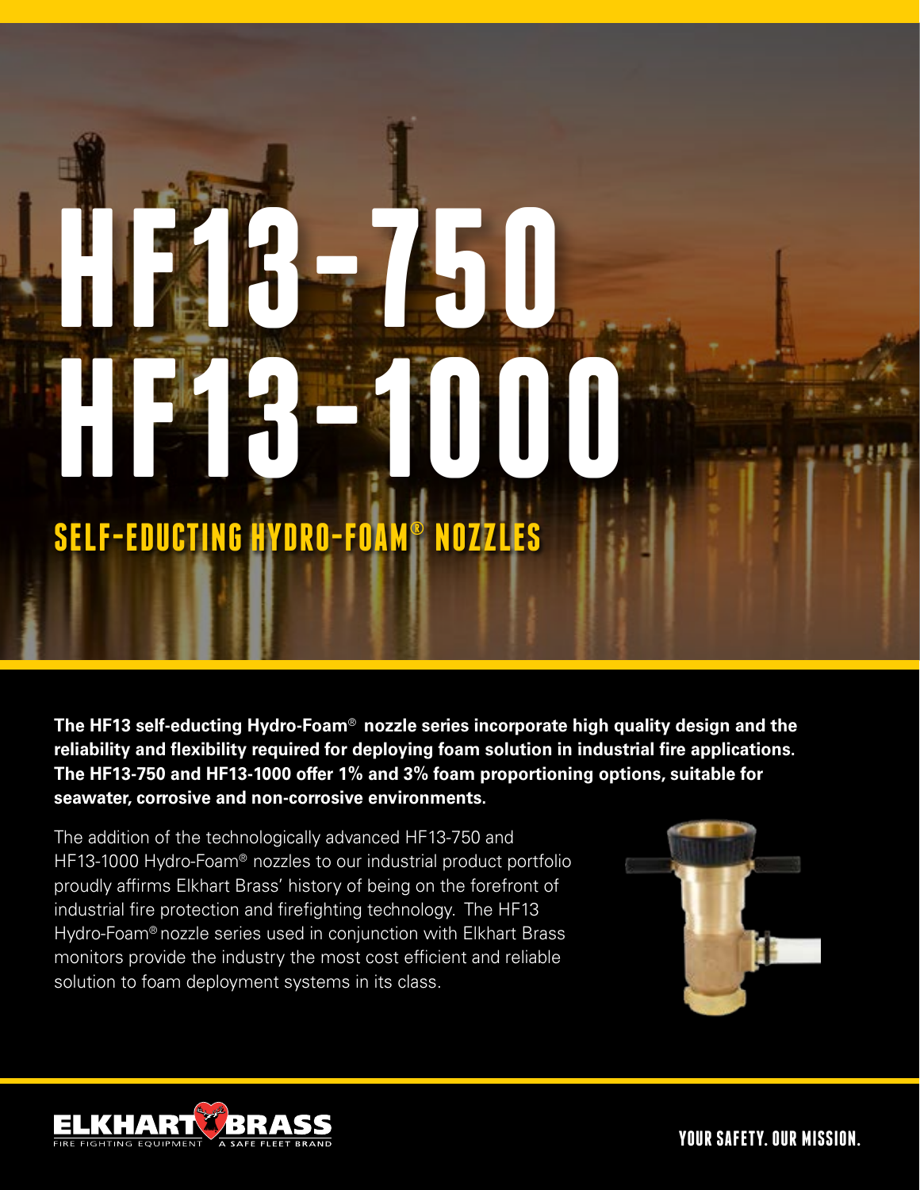# HF13-750
# HF13-1000

## SELF-EDUCTING HYDRO-FOAM® NOZZLES

**The HF13 self-educting Hydro-Foam® nozzle series incorporate high quality design and the reliability and flexibility required for deploying foam solution in industrial fire applications. The HF13-750 and HF13-1000 offer 1% and 3% foam proportioning options, suitable for seawater, corrosive and non-corrosive environments.**

The addition of the technologically advanced HF13-750 and HF13-1000 Hydro-Foam® nozzles to our industrial product portfolio proudly affirms Elkhart Brass' history of being on the forefront of industrial fire protection and firefighting technology. The HF13 Hydro-Foam® nozzle series used in conjunction with Elkhart Brass monitors provide the industry the most cost efficient and reliable solution to foam deployment systems in its class.

ELKHART BRASS
FIRE FIGHTING EQUIPMENT | A SAFE FLEET BRAND

YOUR SAFETY. OUR MISSION.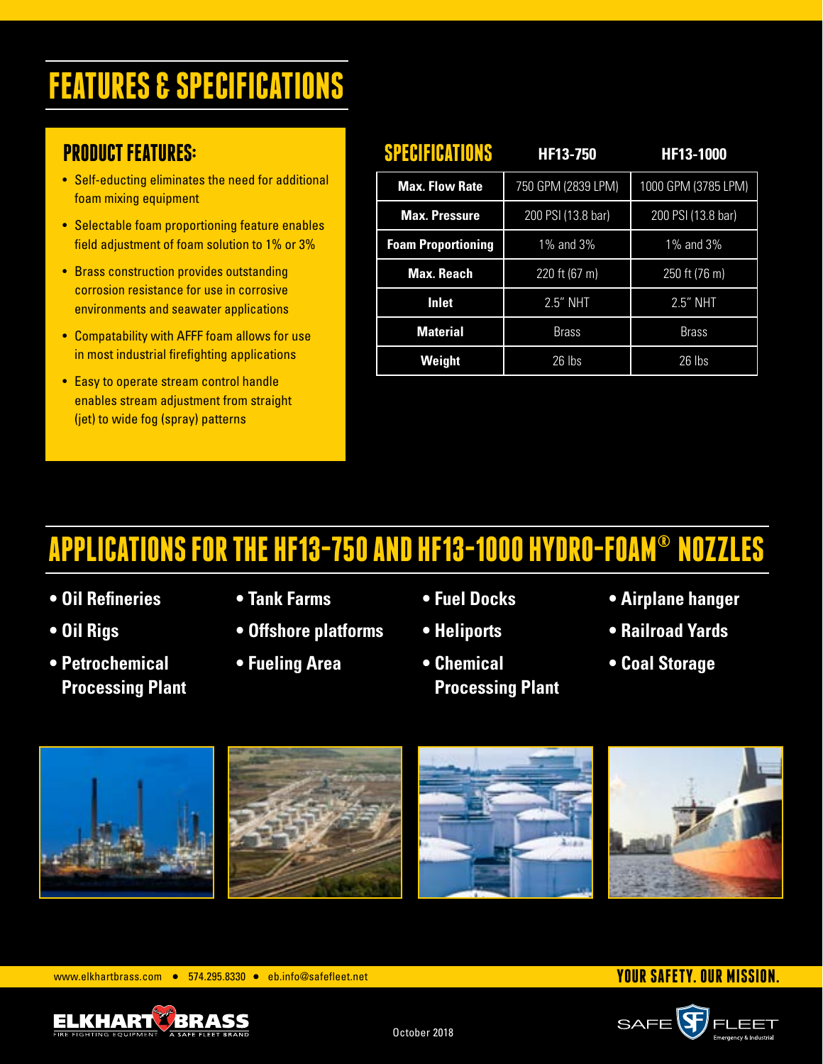# FEATURES & SPECIFICATIONS

## PRODUCT FEATURES:

- Self-educting eliminates the need for additional foam mixing equipment
- Selectable foam proportioning feature enables field adjustment of foam solution to 1% or 3%
- Brass construction provides outstanding corrosion resistance for use in corrosive environments and seawater applications
- Compatability with AFFF foam allows for use in most industrial firefighting applications
- Easy to operate stream control handle enables stream adjustment from straight (jet) to wide fog (spray) patterns

## SPECIFICATIONS

| SPECIFICATIONS | HF13-750 | HF13-1000 |
|---|---|---|
| Max. Flow Rate | 750 GPM (2839 LPM) | 1000 GPM (3785 LPM) |
| Max. Pressure | 200 PSI (13.8 bar) | 200 PSI (13.8 bar) |
| Foam Proportioning | 1% and 3% | 1% and 3% |
| Max. Reach | 220 ft (67 m) | 250 ft (76 m) |
| Inlet | 2.5" NHT | 2.5" NHT |
| Material | Brass | Brass |
| Weight | 26 lbs | 26 lbs |

# APPLICATIONS FOR THE HF13-750 AND HF13-1000 HYDRO-FOAM® NOZZLES

- **Oil Refineries**
- **Oil Rigs**
- **Petrochemical Processing Plant**
- **Tank Farms**
- **Offshore platforms**
- **Fueling Area**
- **Fuel Docks**
- **Heliports**
- **Chemical Processing Plant**
- **Airplane hanger**
- **Railroad Yards**
- **Coal Storage**

www.elkhartbrass.com • 574.295.8330 • eb.info@safefleet.net

**YOUR SAFETY. OUR MISSION.**

October 2018